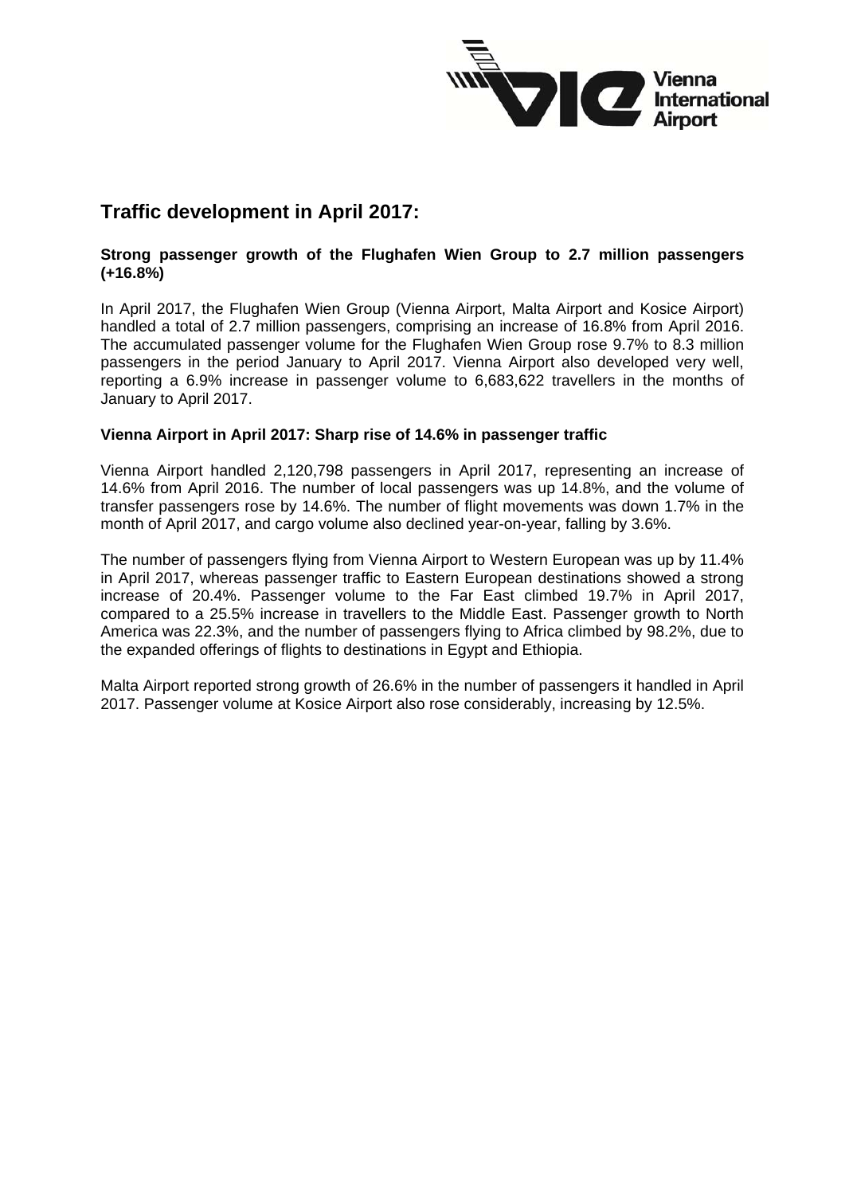# Traffic development in April 2017:

**Strong passenger growth of the Flughafen Wien Group to 2.7 million passengers (+16.8%)**

In April 2017, the Flughafen Wien Group (Vienna Airport, Malta Airport and Kosice Airport) handled a total of 2.7 million passengers, comprising an increase of 16.8% from April 2016. The accumulated passenger volume for the Flughafen Wien Group rose 9.7% to 8.3 million passengers in the period January to April 2017. Vienna Airport also developed very well, reporting a 6.9% increase in passenger volume to 6,683,622 travellers in the months of January to April 2017.

**Vienna Airport in April 2017: Sharp rise of 14.6% in passenger traffic**

Vienna Airport handled 2,120,798 passengers in April 2017, representing an increase of 14.6% from April 2016. The number of local passengers was up 14.8%, and the volume of transfer passengers rose by 14.6%. The number of flight movements was down 1.7% in the month of April 2017, and cargo volume also declined year-on-year, falling by 3.6%.

The number of passengers flying from Vienna Airport to Western European was up by 11.4% in April 2017, whereas passenger traffic to Eastern European destinations showed a strong increase of 20.4%. Passenger volume to the Far East climbed 19.7% in April 2017, compared to a 25.5% increase in travellers to the Middle East. Passenger growth to North America was 22.3%, and the number of passengers flying to Africa climbed by 98.2%, due to the expanded offerings of flights to destinations in Egypt and Ethiopia.

Malta Airport reported strong growth of 26.6% in the number of passengers it handled in April 2017. Passenger volume at Kosice Airport also rose considerably, increasing by 12.5%.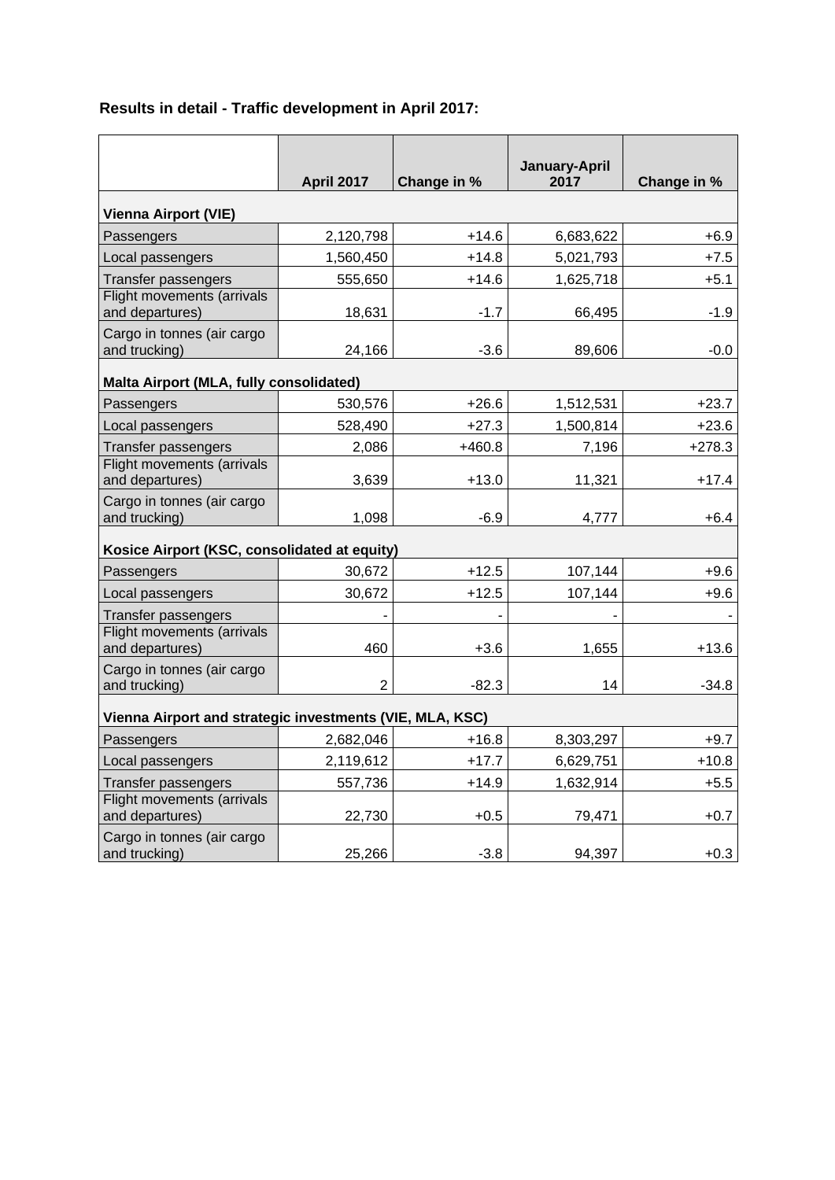**Results in detail - Traffic development in April 2017:**

| | April 2017 | Change in % | January-April 2017 | Change in % |
|---|---|---|---|---|
| **Vienna Airport (VIE)** | | | | |
| Passengers | 2,120,798 | +14.6 | 6,683,622 | +6.9 |
| Local passengers | 1,560,450 | +14.8 | 5,021,793 | +7.5 |
| Transfer passengers | 555,650 | +14.6 | 1,625,718 | +5.1 |
| Flight movements (arrivals and departures) | 18,631 | -1.7 | 66,495 | -1.9 |
| Cargo in tonnes (air cargo and trucking) | 24,166 | -3.6 | 89,606 | -0.0 |
| **Malta Airport (MLA, fully consolidated)** | | | | |
| Passengers | 530,576 | +26.6 | 1,512,531 | +23.7 |
| Local passengers | 528,490 | +27.3 | 1,500,814 | +23.6 |
| Transfer passengers | 2,086 | +460.8 | 7,196 | +278.3 |
| Flight movements (arrivals and departures) | 3,639 | +13.0 | 11,321 | +17.4 |
| Cargo in tonnes (air cargo and trucking) | 1,098 | -6.9 | 4,777 | +6.4 |
| **Kosice Airport (KSC, consolidated at equity)** | | | | |
| Passengers | 30,672 | +12.5 | 107,144 | +9.6 |
| Local passengers | 30,672 | +12.5 | 107,144 | +9.6 |
| Transfer passengers | - | - | - | - |
| Flight movements (arrivals and departures) | 460 | +3.6 | 1,655 | +13.6 |
| Cargo in tonnes (air cargo and trucking) | 2 | -82.3 | 14 | -34.8 |
| **Vienna Airport and strategic investments (VIE, MLA, KSC)** | | | | |
| Passengers | 2,682,046 | +16.8 | 8,303,297 | +9.7 |
| Local passengers | 2,119,612 | +17.7 | 6,629,751 | +10.8 |
| Transfer passengers | 557,736 | +14.9 | 1,632,914 | +5.5 |
| Flight movements (arrivals and departures) | 22,730 | +0.5 | 79,471 | +0.7 |
| Cargo in tonnes (air cargo and trucking) | 25,266 | -3.8 | 94,397 | +0.3 |